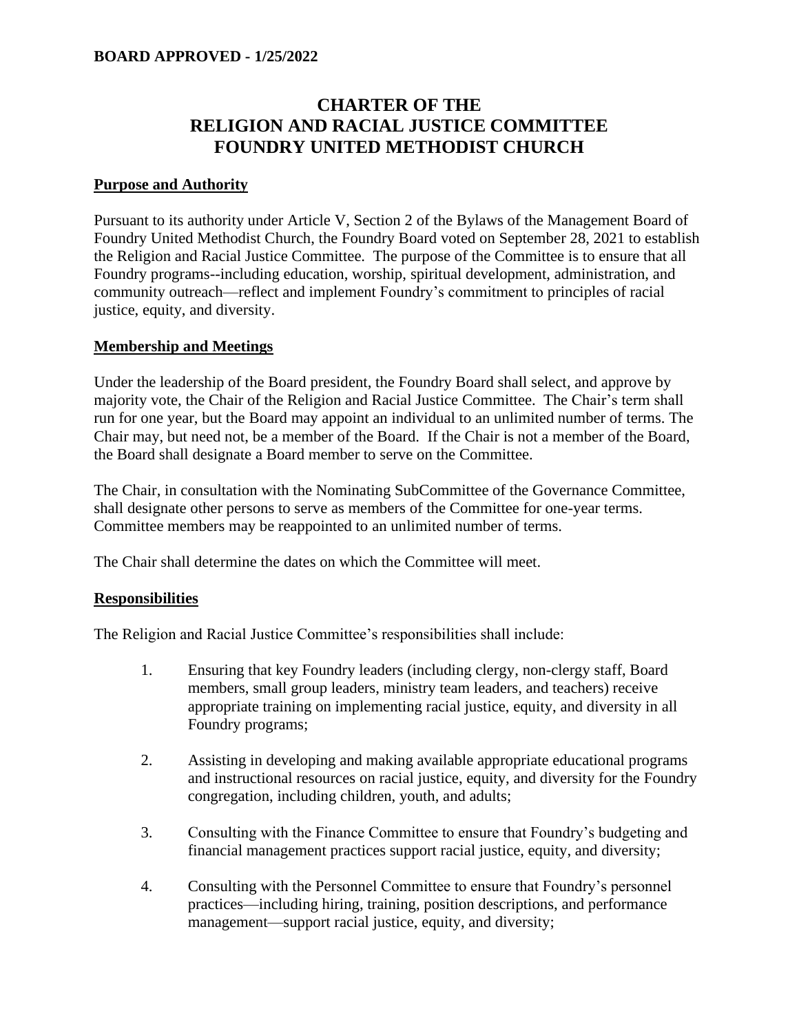**BOARD APPROVED - 1/25/2022**

# CHARTER OF THE RELIGION AND RACIAL JUSTICE COMMITTEE FOUNDRY UNITED METHODIST CHURCH

## Purpose and Authority

Pursuant to its authority under Article V, Section 2 of the Bylaws of the Management Board of Foundry United Methodist Church, the Foundry Board voted on September 28, 2021 to establish the Religion and Racial Justice Committee. The purpose of the Committee is to ensure that all Foundry programs--including education, worship, spiritual development, administration, and community outreach—reflect and implement Foundry's commitment to principles of racial justice, equity, and diversity.

## Membership and Meetings

Under the leadership of the Board president, the Foundry Board shall select, and approve by majority vote, the Chair of the Religion and Racial Justice Committee. The Chair's term shall run for one year, but the Board may appoint an individual to an unlimited number of terms. The Chair may, but need not, be a member of the Board. If the Chair is not a member of the Board, the Board shall designate a Board member to serve on the Committee.

The Chair, in consultation with the Nominating SubCommittee of the Governance Committee, shall designate other persons to serve as members of the Committee for one-year terms. Committee members may be reappointed to an unlimited number of terms.

The Chair shall determine the dates on which the Committee will meet.

## Responsibilities

The Religion and Racial Justice Committee's responsibilities shall include:

1. Ensuring that key Foundry leaders (including clergy, non-clergy staff, Board members, small group leaders, ministry team leaders, and teachers) receive appropriate training on implementing racial justice, equity, and diversity in all Foundry programs;

2. Assisting in developing and making available appropriate educational programs and instructional resources on racial justice, equity, and diversity for the Foundry congregation, including children, youth, and adults;

3. Consulting with the Finance Committee to ensure that Foundry's budgeting and financial management practices support racial justice, equity, and diversity;

4. Consulting with the Personnel Committee to ensure that Foundry's personnel practices—including hiring, training, position descriptions, and performance management—support racial justice, equity, and diversity;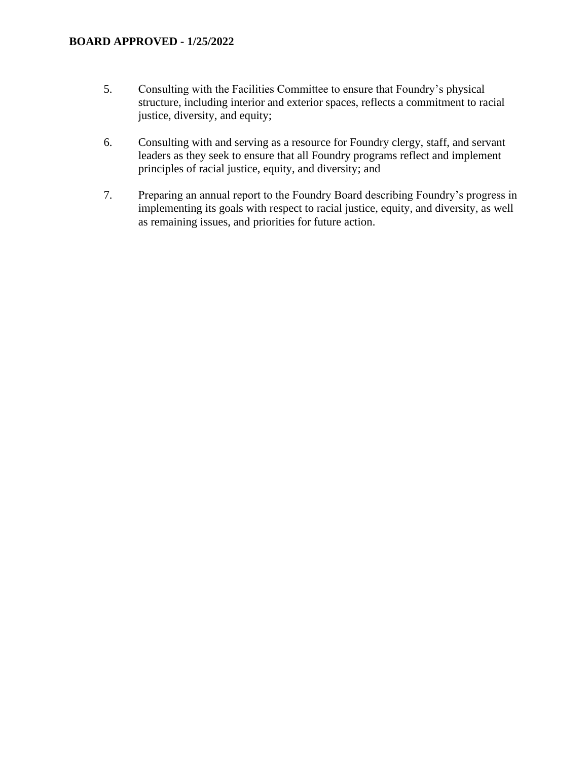5. Consulting with the Facilities Committee to ensure that Foundry's physical structure, including interior and exterior spaces, reflects a commitment to racial justice, diversity, and equity;

6. Consulting with and serving as a resource for Foundry clergy, staff, and servant leaders as they seek to ensure that all Foundry programs reflect and implement principles of racial justice, equity, and diversity; and

7. Preparing an annual report to the Foundry Board describing Foundry's progress in implementing its goals with respect to racial justice, equity, and diversity, as well as remaining issues, and priorities for future action.